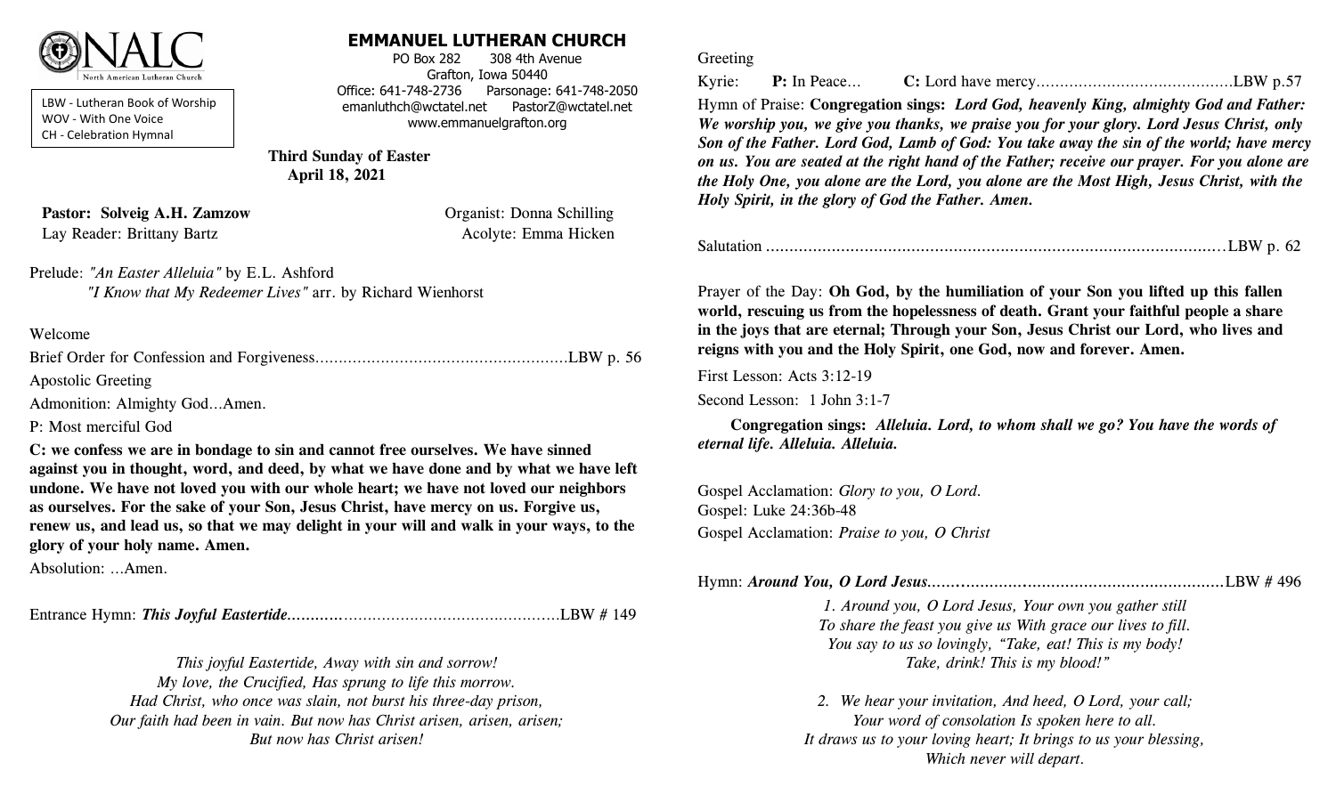NALC North American Lutheran Church

LBW - Lutheran Book of Worship
WOV - With One Voice
CH - Celebration Hymnal

# EMMANUEL LUTHERAN CHURCH

PO Box 282    308 4th Avenue
Grafton, Iowa 50440
Office: 641-748-2736    Parsonage: 641-748-2050
emanluthch@wctatel.net    PastorZ@wctatel.net
www.emmanuelgrafton.org

**Third Sunday of Easter**
**April 18, 2021**

**Pastor: Solveig A.H. Zamzow**    Organist: Donna Schilling
Lay Reader: Brittany Bartz    Acolyte: Emma Hicken

Prelude: *"An Easter Alleluia"* by E.L. Ashford
*"I Know that My Redeemer Lives"* arr. by Richard Wienhorst

Welcome

Brief Order for Confession and Forgiveness.....................................................LBW p. 56

Apostolic Greeting

Admonition: Almighty God…Amen.

P: Most merciful God

**C: we confess we are in bondage to sin and cannot free ourselves. We have sinned against you in thought, word, and deed, by what we have done and by what we have left undone. We have not loved you with our whole heart; we have not loved our neighbors as ourselves. For the sake of your Son, Jesus Christ, have mercy on us. Forgive us, renew us, and lead us, so that we may delight in your will and walk in your ways, to the glory of your holy name. Amen.**

Absolution: …Amen.

Entrance Hymn: ***This Joyful Eastertide.........***...............................................LBW # 149

*This joyful Eastertide, Away with sin and sorrow!*
*My love, the Crucified, Has sprung to life this morrow.*
*Had Christ, who once was slain, not burst his three-day prison,*
*Our faith had been in vain. But now has Christ arisen, arisen, arisen;*
*But now has Christ arisen!*

Greeting

Kyrie: **P:** In Peace… **C:** Lord have mercy.........................................LBW p.57

Hymn of Praise: **Congregation sings:** ***Lord God, heavenly King, almighty God and Father: We worship you, we give you thanks, we praise you for your glory. Lord Jesus Christ, only Son of the Father. Lord God, Lamb of God: You take away the sin of the world; have mercy on us. You are seated at the right hand of the Father; receive our prayer. For you alone are the Holy One, you alone are the Lord, you alone are the Most High, Jesus Christ, with the Holy Spirit, in the glory of God the Father. Amen.***

Salutation ..................................................................................................LBW p. 62

Prayer of the Day: **Oh God, by the humiliation of your Son you lifted up this fallen world, rescuing us from the hopelessness of death. Grant your faithful people a share in the joys that are eternal; Through your Son, Jesus Christ our Lord, who lives and reigns with you and the Holy Spirit, one God, now and forever. Amen.**

First Lesson: Acts 3:12-19

Second Lesson: 1 John 3:1-7

**Congregation sings:** ***Alleluia. Lord, to whom shall we go? You have the words of eternal life. Alleluia. Alleluia.***

Gospel Acclamation: *Glory to you, O Lord.*

Gospel: Luke 24:36b-48

Gospel Acclamation: *Praise to you, O Christ*

Hymn: ***Around You, O Lord Jesus***.............................................................LBW # 496

*1. Around you, O Lord Jesus, Your own you gather still*
*To share the feast you give us With grace our lives to fill.*
*You say to us so lovingly, "Take, eat! This is my body!*
*Take, drink! This is my blood!"*

*2. We hear your invitation, And heed, O Lord, your call;*
*Your word of consolation Is spoken here to all.*
*It draws us to your loving heart; It brings to us your blessing,*
*Which never will depart.*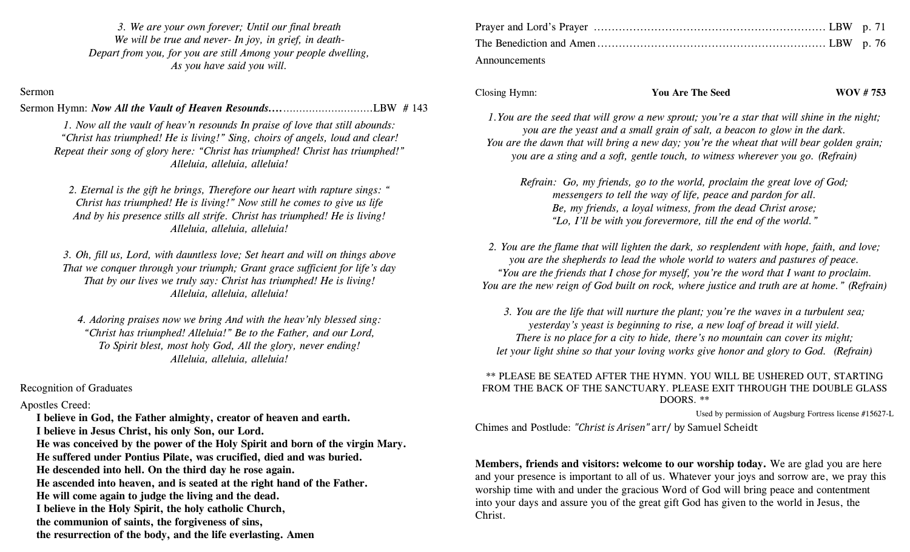*3. We are your own forever; Until our final breath*
*We will be true and never- In joy, in grief, in death-*
*Depart from you, for you are still Among your people dwelling,*
*As you have said you will.*

Sermon

Sermon Hymn: ***Now All the Vault of Heaven Resounds.***…………………………LBW # 143

*1. Now all the vault of heav'n resounds In praise of love that still abounds:*
*"Christ has triumphed! He is living!" Sing, choirs of angels, loud and clear!*
*Repeat their song of glory here: "Christ has triumphed! Christ has triumphed!"*
*Alleluia, alleluia, alleluia!*

*2. Eternal is the gift he brings, Therefore our heart with rapture sings: "*
*Christ has triumphed! He is living!" Now still he comes to give us life*
*And by his presence stills all strife. Christ has triumphed! He is living!*
*Alleluia, alleluia, alleluia!*

*3. Oh, fill us, Lord, with dauntless love; Set heart and will on things above*
*That we conquer through your triumph; Grant grace sufficient for life's day*
*That by our lives we truly say: Christ has triumphed! He is living!*
*Alleluia, alleluia, alleluia!*

*4. Adoring praises now we bring And with the heav'nly blessed sing:*
*"Christ has triumphed! Alleluia!" Be to the Father, and our Lord,*
*To Spirit blest, most holy God, All the glory, never ending!*
*Alleluia, alleluia, alleluia!*

Recognition of Graduates

Apostles Creed:

**I believe in God, the Father almighty, creator of heaven and earth.**
**I believe in Jesus Christ, his only Son, our Lord.**
**He was conceived by the power of the Holy Spirit and born of the virgin Mary.**
**He suffered under Pontius Pilate, was crucified, died and was buried.**
**He descended into hell. On the third day he rose again.**
**He ascended into heaven, and is seated at the right hand of the Father.**
**He will come again to judge the living and the dead.**
**I believe in the Holy Spirit, the holy catholic Church,**
**the communion of saints, the forgiveness of sins,**
**the resurrection of the body, and the life everlasting. Amen**

Prayer and Lord's Prayer ………………………………………………………… LBW p. 71

The Benediction and Amen ……………………………………………………… LBW p. 76

Announcements

Closing Hymn: **You Are The Seed** **WOV # 753**

*1.You are the seed that will grow a new sprout; you're a star that will shine in the night;*
*you are the yeast and a small grain of salt, a beacon to glow in the dark.*
*You are the dawn that will bring a new day; you're the wheat that will bear golden grain;*
*you are a sting and a soft, gentle touch, to witness wherever you go. (Refrain)*

*Refrain: Go, my friends, go to the world, proclaim the great love of God;*
*messengers to tell the way of life, peace and pardon for all.*
*Be, my friends, a loyal witness, from the dead Christ arose;*
*"Lo, I'll be with you forevermore, till the end of the world."*

*2. You are the flame that will lighten the dark, so resplendent with hope, faith, and love;*
*you are the shepherds to lead the whole world to waters and pastures of peace.*
*"You are the friends that I chose for myself, you're the word that I want to proclaim.*
*You are the new reign of God built on rock, where justice and truth are at home." (Refrain)*

*3. You are the life that will nurture the plant; you're the waves in a turbulent sea;*
*yesterday's yeast is beginning to rise, a new loaf of bread it will yield.*
*There is no place for a city to hide, there's no mountain can cover its might;*
*let your light shine so that your loving works give honor and glory to God. (Refrain)*

** PLEASE BE SEATED AFTER THE HYMN. YOU WILL BE USHERED OUT, STARTING FROM THE BACK OF THE SANCTUARY. PLEASE EXIT THROUGH THE DOUBLE GLASS DOORS. **

Used by permission of Augsburg Fortress license #15627-L

Chimes and Postlude: *"Christ is Arisen"* arr/ by Samuel Scheidt

**Members, friends and visitors: welcome to our worship today.** We are glad you are here and your presence is important to all of us. Whatever your joys and sorrow are, we pray this worship time with and under the gracious Word of God will bring peace and contentment into your days and assure you of the great gift God has given to the world in Jesus, the Christ.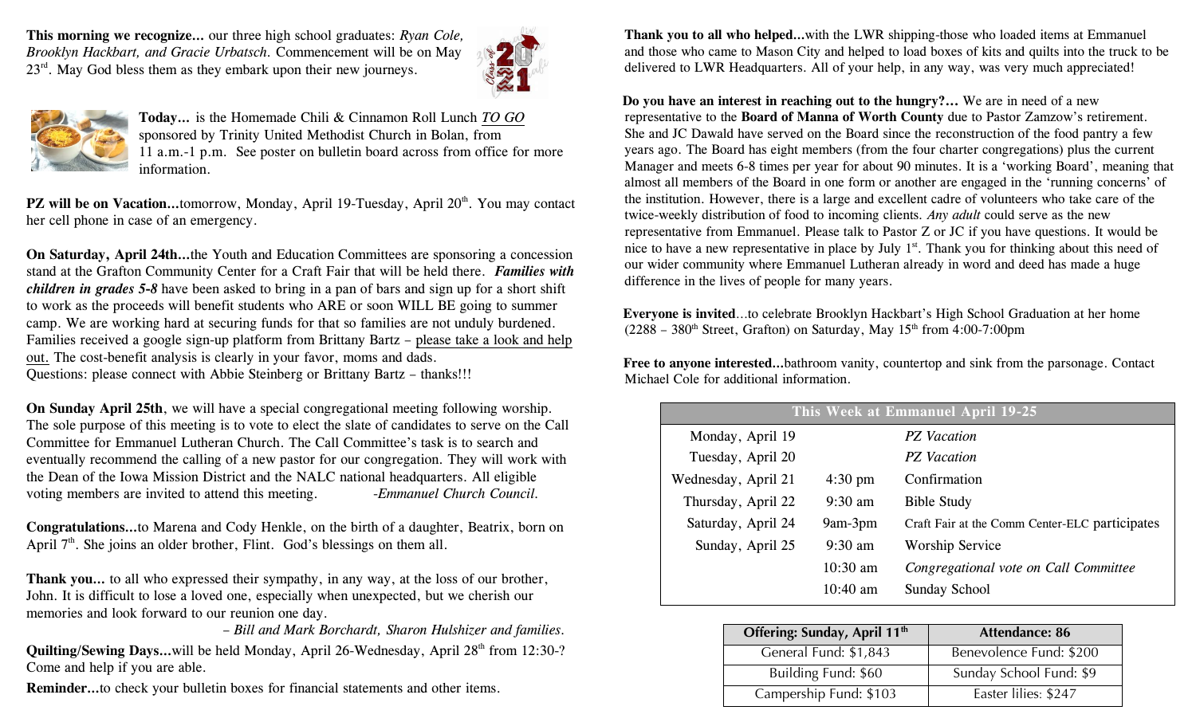**This morning we recognize…** our three high school graduates: *Ryan Cole, Brooklyn Hackbart, and Gracie Urbatsch.* Commencement will be on May 23rd. May God bless them as they embark upon their new journeys.

**Today…** is the Homemade Chili & Cinnamon Roll Lunch *TO GO* sponsored by Trinity United Methodist Church in Bolan, from 11 a.m.-1 p.m. See poster on bulletin board across from office for more information.

**PZ will be on Vacation…**tomorrow, Monday, April 19-Tuesday, April 20th. You may contact her cell phone in case of an emergency.

**On Saturday, April 24th…**the Youth and Education Committees are sponsoring a concession stand at the Grafton Community Center for a Craft Fair that will be held there. ***Families with children in grades 5-8*** have been asked to bring in a pan of bars and sign up for a short shift to work as the proceeds will benefit students who ARE or soon WILL BE going to summer camp. We are working hard at securing funds for that so families are not unduly burdened. Families received a google sign-up platform from Brittany Bartz – please take a look and help out. The cost-benefit analysis is clearly in your favor, moms and dads.
Questions: please connect with Abbie Steinberg or Brittany Bartz – thanks!!!

**On Sunday April 25th**, we will have a special congregational meeting following worship. The sole purpose of this meeting is to vote to elect the slate of candidates to serve on the Call Committee for Emmanuel Lutheran Church. The Call Committee's task is to search and eventually recommend the calling of a new pastor for our congregation. They will work with the Dean of the Iowa Mission District and the NALC national headquarters. All eligible voting members are invited to attend this meeting. *-Emmanuel Church Council.*

**Congratulations…**to Marena and Cody Henkle, on the birth of a daughter, Beatrix, born on April 7th. She joins an older brother, Flint. God's blessings on them all.

**Thank you…** to all who expressed their sympathy, in any way, at the loss of our brother, John. It is difficult to lose a loved one, especially when unexpected, but we cherish our memories and look forward to our reunion one day.
*– Bill and Mark Borchardt, Sharon Hulshizer and families.*

**Quilting/Sewing Days…**will be held Monday, April 26-Wednesday, April 28th from 12:30-? Come and help if you are able.

**Reminder…**to check your bulletin boxes for financial statements and other items.

**Thank you to all who helped…**with the LWR shipping-those who loaded items at Emmanuel and those who came to Mason City and helped to load boxes of kits and quilts into the truck to be delivered to LWR Headquarters. All of your help, in any way, was very much appreciated!

**Do you have an interest in reaching out to the hungry?…** We are in need of a new representative to the **Board of Manna of Worth County** due to Pastor Zamzow's retirement. She and JC Dawald have served on the Board since the reconstruction of the food pantry a few years ago. The Board has eight members (from the four charter congregations) plus the current Manager and meets 6-8 times per year for about 90 minutes. It is a 'working Board', meaning that almost all members of the Board in one form or another are engaged in the 'running concerns' of the institution. However, there is a large and excellent cadre of volunteers who take care of the twice-weekly distribution of food to incoming clients. *Any adult* could serve as the new representative from Emmanuel. Please talk to Pastor Z or JC if you have questions. It would be nice to have a new representative in place by July 1st. Thank you for thinking about this need of our wider community where Emmanuel Lutheran already in word and deed has made a huge difference in the lives of people for many years.

**Everyone is invited**…to celebrate Brooklyn Hackbart's High School Graduation at her home (2288 – 380th Street, Grafton) on Saturday, May 15th from 4:00-7:00pm

**Free to anyone interested…**bathroom vanity, countertop and sink from the parsonage. Contact Michael Cole for additional information.

| This Week at Emmanuel April 19-25 | | |
|---|---|---|
| Monday, April 19 | | *PZ Vacation* |
| Tuesday, April 20 | | *PZ Vacation* |
| Wednesday, April 21 | 4:30 pm | Confirmation |
| Thursday, April 22 | 9:30 am | Bible Study |
| Saturday, April 24 | 9am-3pm | Craft Fair at the Comm Center-ELC participates |
| Sunday, April 25 | 9:30 am | Worship Service |
| | 10:30 am | *Congregational vote on Call Committee* |
| | 10:40 am | Sunday School |

| Offering: Sunday, April 11th | Attendance: 86 |
|---|---|
| General Fund: $1,843 | Benevolence Fund: $200 |
| Building Fund: $60 | Sunday School Fund: $9 |
| Campership Fund: $103 | Easter lilies: $247 |